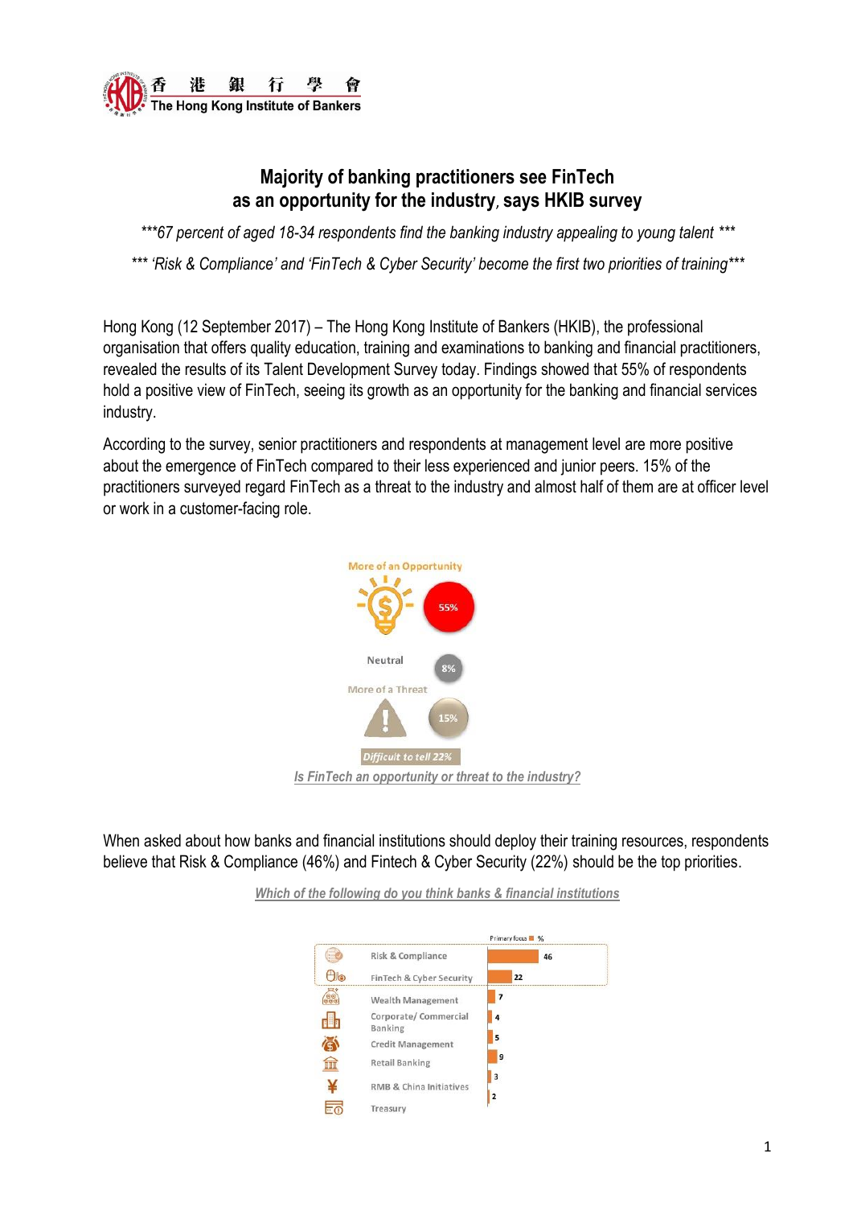# Majority of banking practitioners see FinTech as an opportunity for the industry, says HKIB survey

*\*\*\*67 percent of aged 18-34 respondents find the banking industry appealing to young talent \*\*\**

*\*\*\* 'Risk & Compliance' and 'FinTech & Cyber Security' become the first two priorities of training\*\*\**

Hong Kong (12 September 2017) – The Hong Kong Institute of Bankers (HKIB), the professional organisation that offers quality education, training and examinations to banking and financial practitioners, revealed the results of its Talent Development Survey today. Findings showed that 55% of respondents hold a positive view of FinTech, seeing its growth as an opportunity for the banking and financial services industry.

According to the survey, senior practitioners and respondents at management level are more positive about the emergence of FinTech compared to their less experienced and junior peers. 15% of the practitioners surveyed regard FinTech as a threat to the industry and almost half of them are at officer level or work in a customer-facing role.

| Response | % |
|---|---|
| More of an Opportunity | 55% |
| Neutral | 8% |
| More of a Threat | 15% |
| Difficult to tell | 22% |

*Is FinTech an opportunity or threat to the industry?*

When asked about how banks and financial institutions should deploy their training resources, respondents believe that Risk & Compliance (46%) and Fintech & Cyber Security (22%) should be the top priorities.

*Which of the following do you think banks & financial institutions*

| | Primary focus % |
|---|---|
| Risk & Compliance | 46 |
| FinTech & Cyber Security | 22 |
| Wealth Management | 7 |
| Corporate/ Commercial Banking | 4 |
| Credit Management | 5 |
| Retail Banking | 9 |
| RMB & China Initiatives | 3 |
| Treasury | 2 |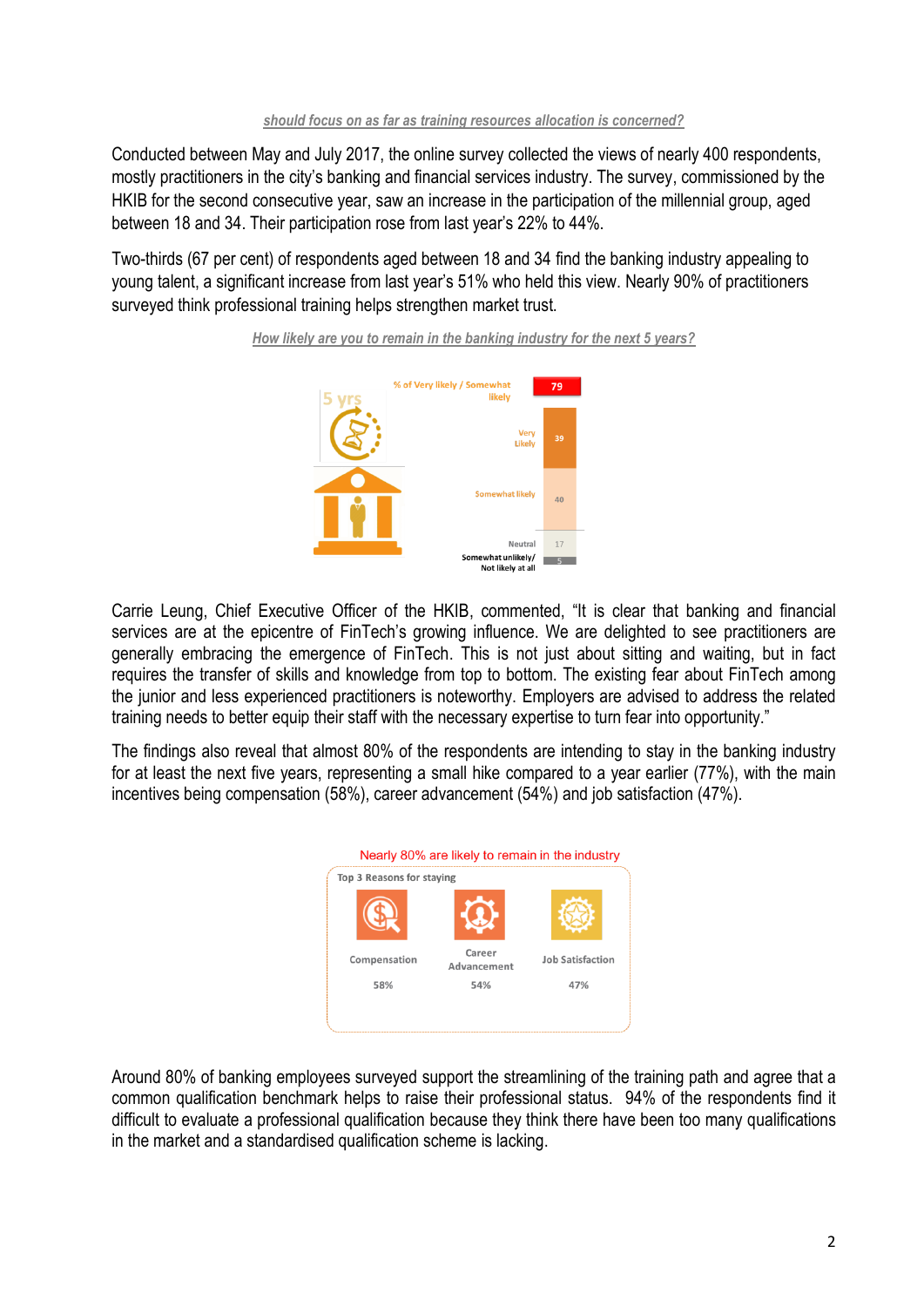*should focus on as far as training resources allocation is concerned?*

Conducted between May and July 2017, the online survey collected the views of nearly 400 respondents, mostly practitioners in the city's banking and financial services industry. The survey, commissioned by the HKIB for the second consecutive year, saw an increase in the participation of the millennial group, aged between 18 and 34. Their participation rose from last year's 22% to 44%.

Two-thirds (67 per cent) of respondents aged between 18 and 34 find the banking industry appealing to young talent, a significant increase from last year's 51% who held this view. Nearly 90% of practitioners surveyed think professional training helps strengthen market trust.

*How likely are you to remain in the banking industry for the next 5 years?*

| Response | % |
|---|---|
| % of Very likely / Somewhat likely | 79 |
| Very Likely | 39 |
| Somewhat likely | 40 |
| Neutral | 17 |
| Somewhat unlikely/ Not likely at all | 5 |

Carrie Leung, Chief Executive Officer of the HKIB, commented, "It is clear that banking and financial services are at the epicentre of FinTech's growing influence. We are delighted to see practitioners are generally embracing the emergence of FinTech. This is not just about sitting and waiting, but in fact requires the transfer of skills and knowledge from top to bottom. The existing fear about FinTech among the junior and less experienced practitioners is noteworthy. Employers are advised to address the related training needs to better equip their staff with the necessary expertise to turn fear into opportunity."

The findings also reveal that almost 80% of the respondents are intending to stay in the banking industry for at least the next five years, representing a small hike compared to a year earlier (77%), with the main incentives being compensation (58%), career advancement (54%) and job satisfaction (47%).

Nearly 80% are likely to remain in the industry

Top 3 Reasons for staying

| Compensation | Career Advancement | Job Satisfaction |
|---|---|---|
| 58% | 54% | 47% |

Around 80% of banking employees surveyed support the streamlining of the training path and agree that a common qualification benchmark helps to raise their professional status. 94% of the respondents find it difficult to evaluate a professional qualification because they think there have been too many qualifications in the market and a standardised qualification scheme is lacking.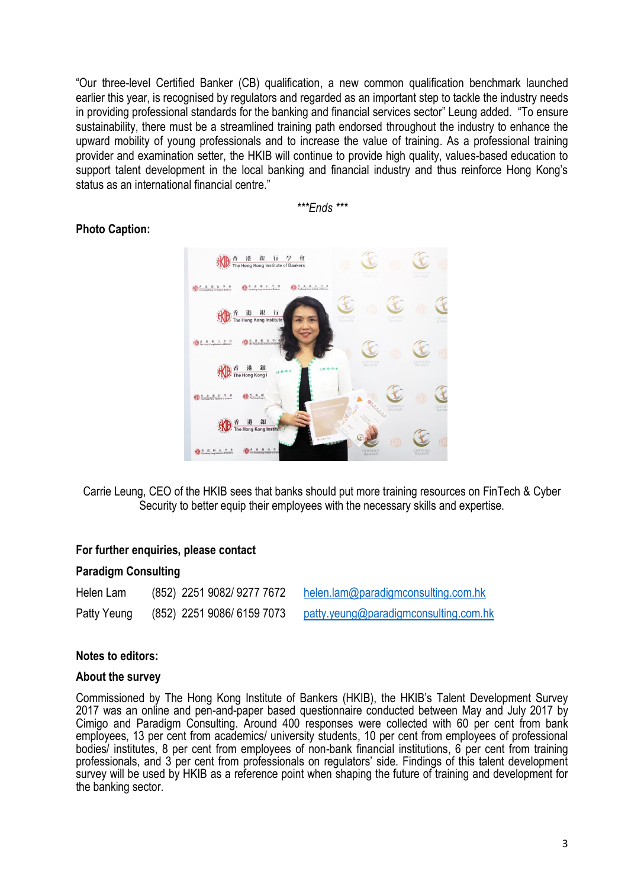"Our three-level Certified Banker (CB) qualification, a new common qualification benchmark launched earlier this year, is recognised by regulators and regarded as an important step to tackle the industry needs in providing professional standards for the banking and financial services sector" Leung added. "To ensure sustainability, there must be a streamlined training path endorsed throughout the industry to enhance the upward mobility of young professionals and to increase the value of training. As a professional training provider and examination setter, the HKIB will continue to provide high quality, values-based education to support talent development in the local banking and financial industry and thus reinforce Hong Kong's status as an international financial centre."

***Ends ***

**Photo Caption:**

Carrie Leung, CEO of the HKIB sees that banks should put more training resources on FinTech & Cyber Security to better equip their employees with the necessary skills and expertise.

**For further enquiries, please contact**

**Paradigm Consulting**

| | | |
|---|---|---|
| Helen Lam | (852) 2251 9082/ 9277 7672 | helen.lam@paradigmconsulting.com.hk |
| Patty Yeung | (852) 2251 9086/ 6159 7073 | patty.yeung@paradigmconsulting.com.hk |

**Notes to editors:**

**About the survey**

Commissioned by The Hong Kong Institute of Bankers (HKIB), the HKIB's Talent Development Survey 2017 was an online and pen-and-paper based questionnaire conducted between May and July 2017 by Cimigo and Paradigm Consulting. Around 400 responses were collected with 60 per cent from bank employees, 13 per cent from academics/ university students, 10 per cent from employees of professional bodies/ institutes, 8 per cent from employees of non-bank financial institutions, 6 per cent from training professionals, and 3 per cent from professionals on regulators' side. Findings of this talent development survey will be used by HKIB as a reference point when shaping the future of training and development for the banking sector.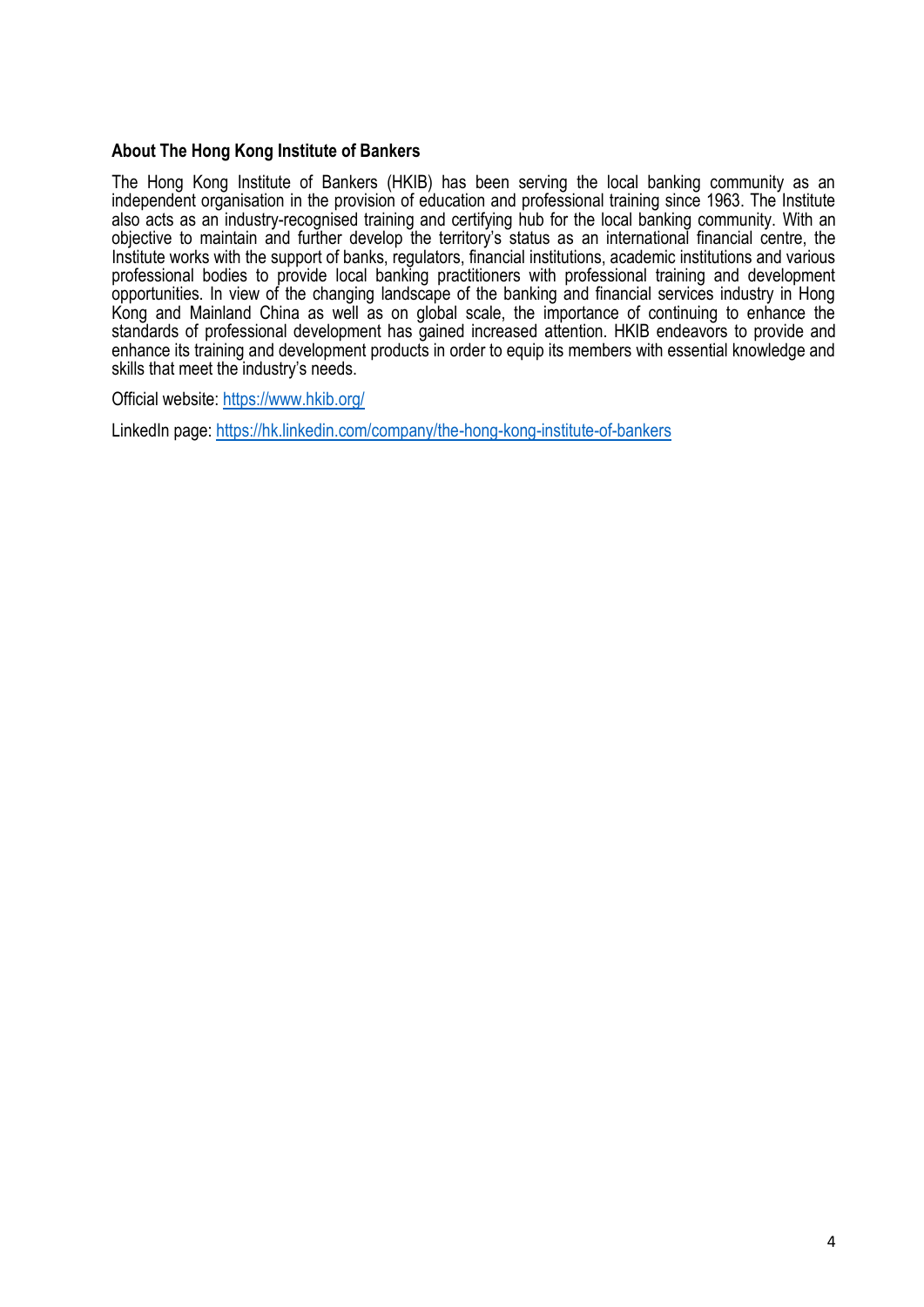**About The Hong Kong Institute of Bankers**

The Hong Kong Institute of Bankers (HKIB) has been serving the local banking community as an independent organisation in the provision of education and professional training since 1963. The Institute also acts as an industry-recognised training and certifying hub for the local banking community. With an objective to maintain and further develop the territory's status as an international financial centre, the Institute works with the support of banks, regulators, financial institutions, academic institutions and various professional bodies to provide local banking practitioners with professional training and development opportunities. In view of the changing landscape of the banking and financial services industry in Hong Kong and Mainland China as well as on global scale, the importance of continuing to enhance the standards of professional development has gained increased attention. HKIB endeavors to provide and enhance its training and development products in order to equip its members with essential knowledge and skills that meet the industry's needs.

Official website: https://www.hkib.org/

LinkedIn page: https://hk.linkedin.com/company/the-hong-kong-institute-of-bankers